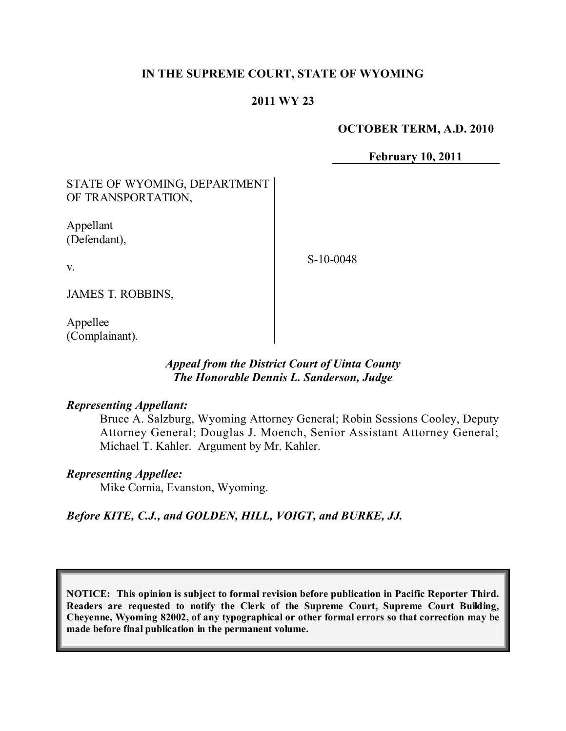# IN THE SUPREME COURT, STATE OF WYOMING

## 2011 WY 23

**OCTOBER TERM, A.D. 2010**

**February 10, 2011**

STATE OF WYOMING, DEPARTMENT OF TRANSPORTATION,

Appellant (Defendant),

v.

JAMES T. ROBBINS,

Appellee (Complainant).

S-10-0048

***Appeal from the District Court of Uinta County***
***The Honorable Dennis L. Sanderson, Judge***

***Representing Appellant:***

Bruce A. Salzburg, Wyoming Attorney General; Robin Sessions Cooley, Deputy Attorney General; Douglas J. Moench, Senior Assistant Attorney General; Michael T. Kahler. Argument by Mr. Kahler.

***Representing Appellee:***

Mike Cornia, Evanston, Wyoming.

***Before KITE, C.J., and GOLDEN, HILL, VOIGT, and BURKE, JJ.***

**NOTICE: This opinion is subject to formal revision before publication in Pacific Reporter Third. Readers are requested to notify the Clerk of the Supreme Court, Supreme Court Building, Cheyenne, Wyoming 82002, of any typographical or other formal errors so that correction may be made before final publication in the permanent volume.**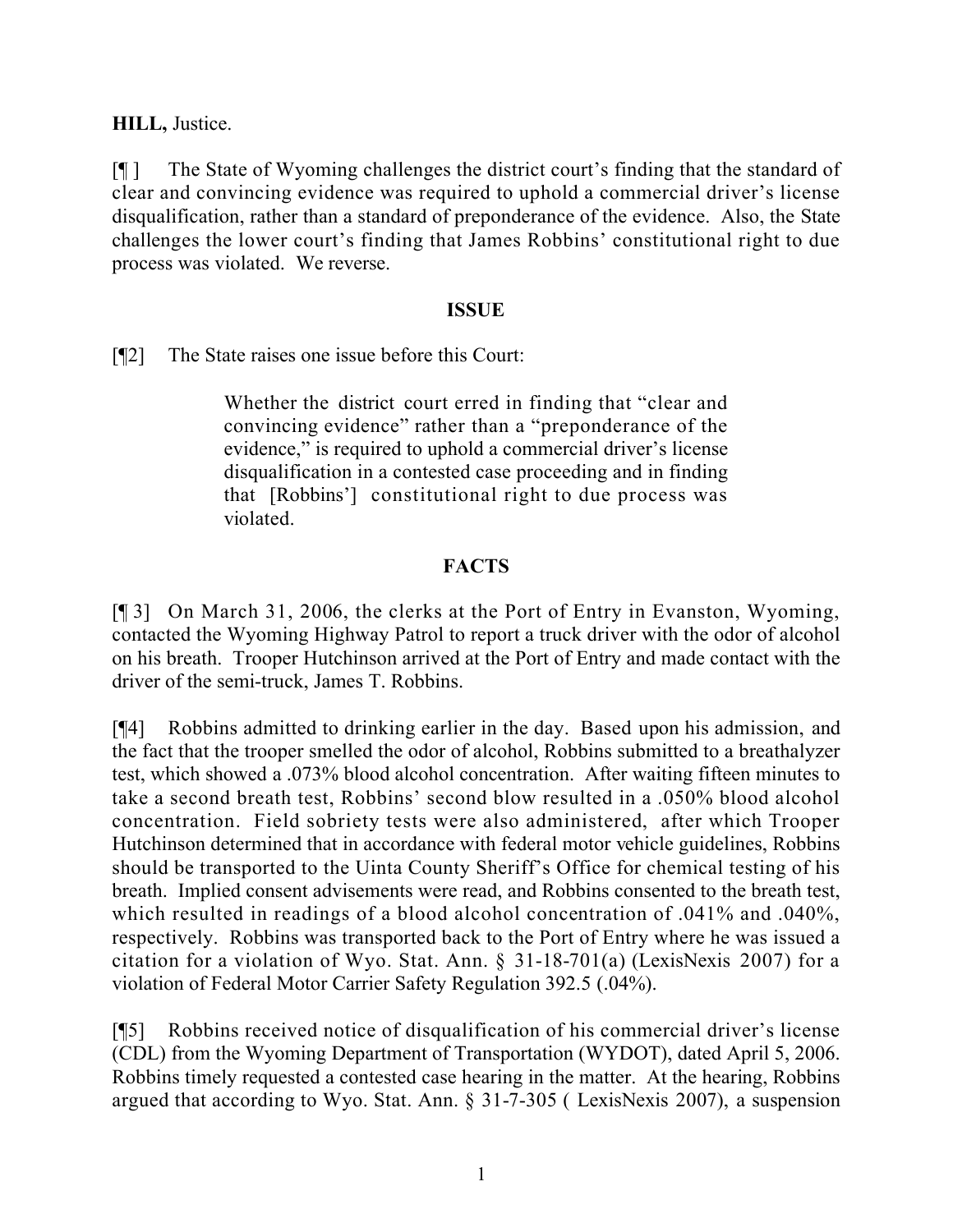**HILL,** Justice.

[¶ ] The State of Wyoming challenges the district court's finding that the standard of clear and convincing evidence was required to uphold a commercial driver's license disqualification, rather than a standard of preponderance of the evidence. Also, the State challenges the lower court's finding that James Robbins' constitutional right to due process was violated. We reverse.

## ISSUE

[¶2] The State raises one issue before this Court:

> Whether the district court erred in finding that "clear and convincing evidence" rather than a "preponderance of the evidence," is required to uphold a commercial driver's license disqualification in a contested case proceeding and in finding that [Robbins'] constitutional right to due process was violated.

## FACTS

[¶ 3] On March 31, 2006, the clerks at the Port of Entry in Evanston, Wyoming, contacted the Wyoming Highway Patrol to report a truck driver with the odor of alcohol on his breath. Trooper Hutchinson arrived at the Port of Entry and made contact with the driver of the semi-truck, James T. Robbins.

[¶4] Robbins admitted to drinking earlier in the day. Based upon his admission, and the fact that the trooper smelled the odor of alcohol, Robbins submitted to a breathalyzer test, which showed a .073% blood alcohol concentration. After waiting fifteen minutes to take a second breath test, Robbins' second blow resulted in a .050% blood alcohol concentration. Field sobriety tests were also administered, after which Trooper Hutchinson determined that in accordance with federal motor vehicle guidelines, Robbins should be transported to the Uinta County Sheriff's Office for chemical testing of his breath. Implied consent advisements were read, and Robbins consented to the breath test, which resulted in readings of a blood alcohol concentration of .041% and .040%, respectively. Robbins was transported back to the Port of Entry where he was issued a citation for a violation of Wyo. Stat. Ann. § 31-18-701(a) (LexisNexis 2007) for a violation of Federal Motor Carrier Safety Regulation 392.5 (.04%).

[¶5] Robbins received notice of disqualification of his commercial driver's license (CDL) from the Wyoming Department of Transportation (WYDOT), dated April 5, 2006. Robbins timely requested a contested case hearing in the matter. At the hearing, Robbins argued that according to Wyo. Stat. Ann. § 31-7-305 ( LexisNexis 2007), a suspension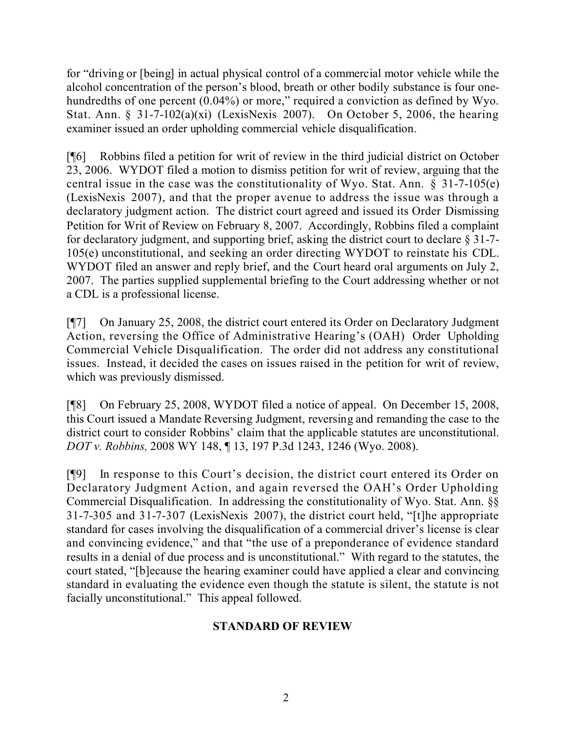for "driving or [being] in actual physical control of a commercial motor vehicle while the alcohol concentration of the person's blood, breath or other bodily substance is four one-hundredths of one percent (0.04%) or more," required a conviction as defined by Wyo. Stat. Ann. § 31-7-102(a)(xi) (LexisNexis 2007). On October 5, 2006, the hearing examiner issued an order upholding commercial vehicle disqualification.

[¶6] Robbins filed a petition for writ of review in the third judicial district on October 23, 2006. WYDOT filed a motion to dismiss petition for writ of review, arguing that the central issue in the case was the constitutionality of Wyo. Stat. Ann. § 31-7-105(e) (LexisNexis 2007), and that the proper avenue to address the issue was through a declaratory judgment action. The district court agreed and issued its Order Dismissing Petition for Writ of Review on February 8, 2007. Accordingly, Robbins filed a complaint for declaratory judgment, and supporting brief, asking the district court to declare § 31-7-105(e) unconstitutional, and seeking an order directing WYDOT to reinstate his CDL. WYDOT filed an answer and reply brief, and the Court heard oral arguments on July 2, 2007. The parties supplied supplemental briefing to the Court addressing whether or not a CDL is a professional license.

[¶7] On January 25, 2008, the district court entered its Order on Declaratory Judgment Action, reversing the Office of Administrative Hearing's (OAH) Order Upholding Commercial Vehicle Disqualification. The order did not address any constitutional issues. Instead, it decided the cases on issues raised in the petition for writ of review, which was previously dismissed.

[¶8] On February 25, 2008, WYDOT filed a notice of appeal. On December 15, 2008, this Court issued a Mandate Reversing Judgment, reversing and remanding the case to the district court to consider Robbins' claim that the applicable statutes are unconstitutional. *DOT v. Robbins,* 2008 WY 148, ¶ 13, 197 P.3d 1243, 1246 (Wyo. 2008).

[¶9] In response to this Court's decision, the district court entered its Order on Declaratory Judgment Action, and again reversed the OAH's Order Upholding Commercial Disqualification. In addressing the constitutionality of Wyo. Stat. Ann. §§ 31-7-305 and 31-7-307 (LexisNexis 2007), the district court held, "[t]he appropriate standard for cases involving the disqualification of a commercial driver's license is clear and convincing evidence," and that "the use of a preponderance of evidence standard results in a denial of due process and is unconstitutional." With regard to the statutes, the court stated, "[b]ecause the hearing examiner could have applied a clear and convincing standard in evaluating the evidence even though the statute is silent, the statute is not facially unconstitutional." This appeal followed.

## STANDARD OF REVIEW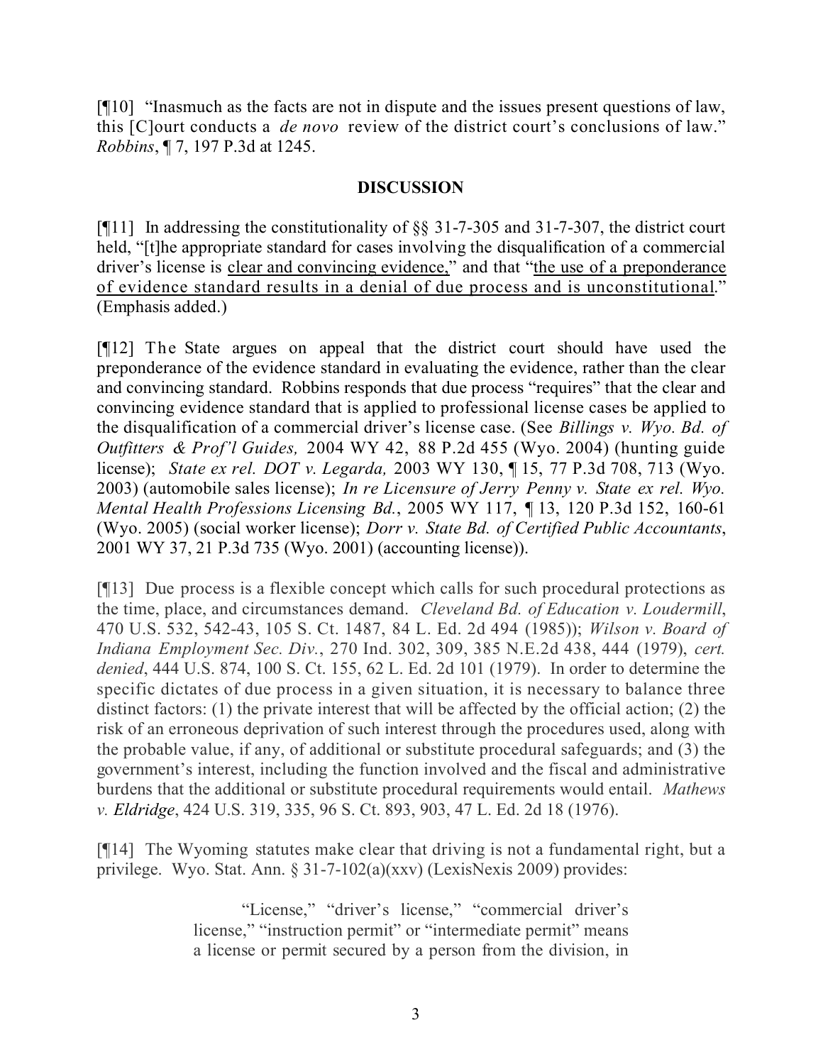[¶10] "Inasmuch as the facts are not in dispute and the issues present questions of law, this [C]ourt conducts a *de novo* review of the district court's conclusions of law." *Robbins*, ¶ 7, 197 P.3d at 1245.

## DISCUSSION

[¶11] In addressing the constitutionality of §§ 31-7-305 and 31-7-307, the district court held, "[t]he appropriate standard for cases involving the disqualification of a commercial driver's license is clear and convincing evidence," and that "the use of a preponderance of evidence standard results in a denial of due process and is unconstitutional." (Emphasis added.)

[¶12] The State argues on appeal that the district court should have used the preponderance of the evidence standard in evaluating the evidence, rather than the clear and convincing standard. Robbins responds that due process "requires" that the clear and convincing evidence standard that is applied to professional license cases be applied to the disqualification of a commercial driver's license case. (See *Billings v. Wyo. Bd. of Outfitters & Prof'l Guides,* 2004 WY 42, 88 P.2d 455 (Wyo. 2004) (hunting guide license); *State ex rel. DOT v. Legarda,* 2003 WY 130, ¶ 15, 77 P.3d 708, 713 (Wyo. 2003) (automobile sales license); *In re Licensure of Jerry Penny v. State ex rel. Wyo. Mental Health Professions Licensing Bd.*, 2005 WY 117, ¶ 13, 120 P.3d 152, 160-61 (Wyo. 2005) (social worker license); *Dorr v. State Bd. of Certified Public Accountants*, 2001 WY 37, 21 P.3d 735 (Wyo. 2001) (accounting license)).

[¶13] Due process is a flexible concept which calls for such procedural protections as the time, place, and circumstances demand. *Cleveland Bd. of Education v. Loudermill*, 470 U.S. 532, 542-43, 105 S. Ct. 1487, 84 L. Ed. 2d 494 (1985)); *Wilson v. Board of Indiana Employment Sec. Div.*, 270 Ind. 302, 309, 385 N.E.2d 438, 444 (1979), *cert. denied*, 444 U.S. 874, 100 S. Ct. 155, 62 L. Ed. 2d 101 (1979). In order to determine the specific dictates of due process in a given situation, it is necessary to balance three distinct factors: (1) the private interest that will be affected by the official action; (2) the risk of an erroneous deprivation of such interest through the procedures used, along with the probable value, if any, of additional or substitute procedural safeguards; and (3) the government's interest, including the function involved and the fiscal and administrative burdens that the additional or substitute procedural requirements would entail. *Mathews v. Eldridge*, 424 U.S. 319, 335, 96 S. Ct. 893, 903, 47 L. Ed. 2d 18 (1976).

[¶14] The Wyoming statutes make clear that driving is not a fundamental right, but a privilege. Wyo. Stat. Ann. § 31-7-102(a)(xxv) (LexisNexis 2009) provides:

> "License," "driver's license," "commercial driver's license," "instruction permit" or "intermediate permit" means a license or permit secured by a person from the division, in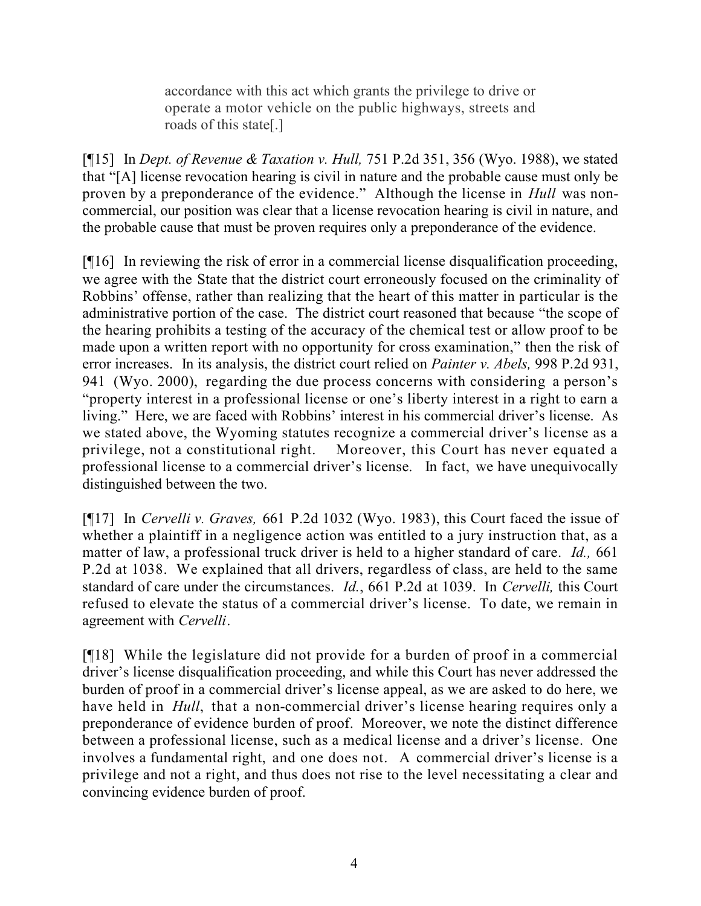> accordance with this act which grants the privilege to drive or operate a motor vehicle on the public highways, streets and roads of this state[.]

[¶15] In *Dept. of Revenue & Taxation v. Hull,* 751 P.2d 351, 356 (Wyo. 1988), we stated that "[A] license revocation hearing is civil in nature and the probable cause must only be proven by a preponderance of the evidence." Although the license in *Hull* was non-commercial, our position was clear that a license revocation hearing is civil in nature, and the probable cause that must be proven requires only a preponderance of the evidence.

[¶16] In reviewing the risk of error in a commercial license disqualification proceeding, we agree with the State that the district court erroneously focused on the criminality of Robbins' offense, rather than realizing that the heart of this matter in particular is the administrative portion of the case. The district court reasoned that because "the scope of the hearing prohibits a testing of the accuracy of the chemical test or allow proof to be made upon a written report with no opportunity for cross examination," then the risk of error increases. In its analysis, the district court relied on *Painter v. Abels,* 998 P.2d 931, 941 (Wyo. 2000), regarding the due process concerns with considering a person's "property interest in a professional license or one's liberty interest in a right to earn a living." Here, we are faced with Robbins' interest in his commercial driver's license. As we stated above, the Wyoming statutes recognize a commercial driver's license as a privilege, not a constitutional right. Moreover, this Court has never equated a professional license to a commercial driver's license. In fact, we have unequivocally distinguished between the two.

[¶17] In *Cervelli v. Graves,* 661 P.2d 1032 (Wyo. 1983), this Court faced the issue of whether a plaintiff in a negligence action was entitled to a jury instruction that, as a matter of law, a professional truck driver is held to a higher standard of care. *Id.,* 661 P.2d at 1038. We explained that all drivers, regardless of class, are held to the same standard of care under the circumstances. *Id.*, 661 P.2d at 1039. In *Cervelli,* this Court refused to elevate the status of a commercial driver's license. To date, we remain in agreement with *Cervelli*.

[¶18] While the legislature did not provide for a burden of proof in a commercial driver's license disqualification proceeding, and while this Court has never addressed the burden of proof in a commercial driver's license appeal, as we are asked to do here, we have held in *Hull*, that a non-commercial driver's license hearing requires only a preponderance of evidence burden of proof. Moreover, we note the distinct difference between a professional license, such as a medical license and a driver's license. One involves a fundamental right, and one does not. A commercial driver's license is a privilege and not a right, and thus does not rise to the level necessitating a clear and convincing evidence burden of proof.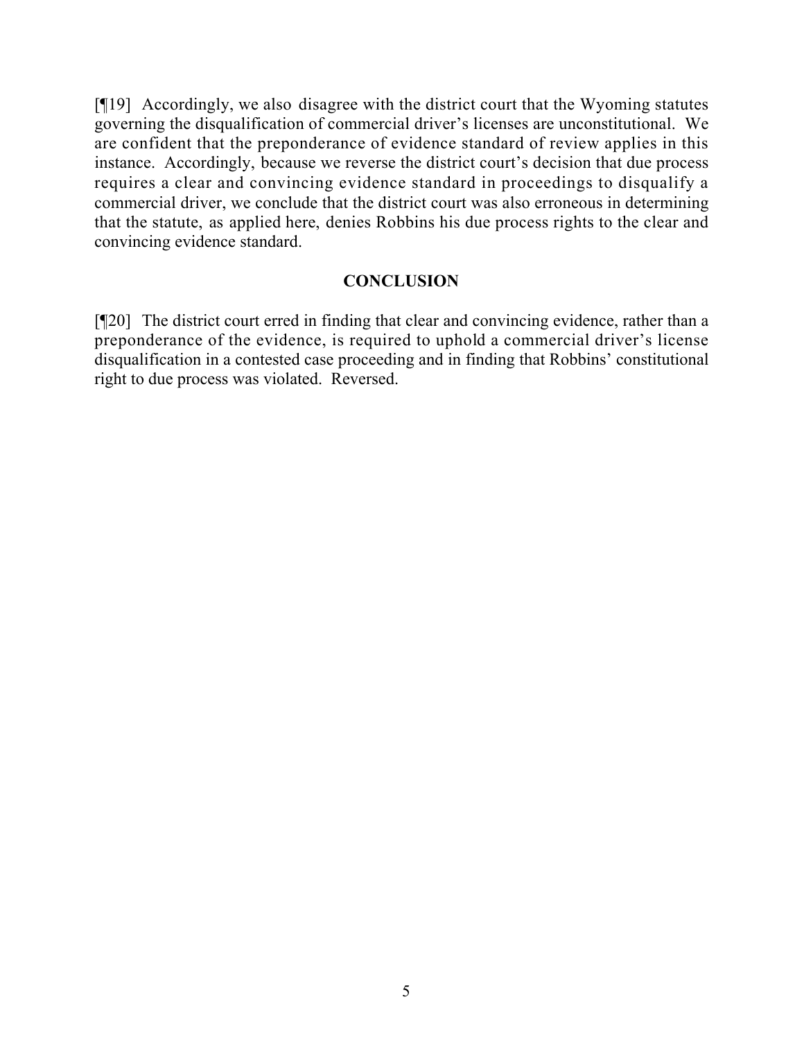[¶19] Accordingly, we also disagree with the district court that the Wyoming statutes governing the disqualification of commercial driver's licenses are unconstitutional. We are confident that the preponderance of evidence standard of review applies in this instance. Accordingly, because we reverse the district court's decision that due process requires a clear and convincing evidence standard in proceedings to disqualify a commercial driver, we conclude that the district court was also erroneous in determining that the statute, as applied here, denies Robbins his due process rights to the clear and convincing evidence standard.

## CONCLUSION

[¶20] The district court erred in finding that clear and convincing evidence, rather than a preponderance of the evidence, is required to uphold a commercial driver's license disqualification in a contested case proceeding and in finding that Robbins' constitutional right to due process was violated. Reversed.